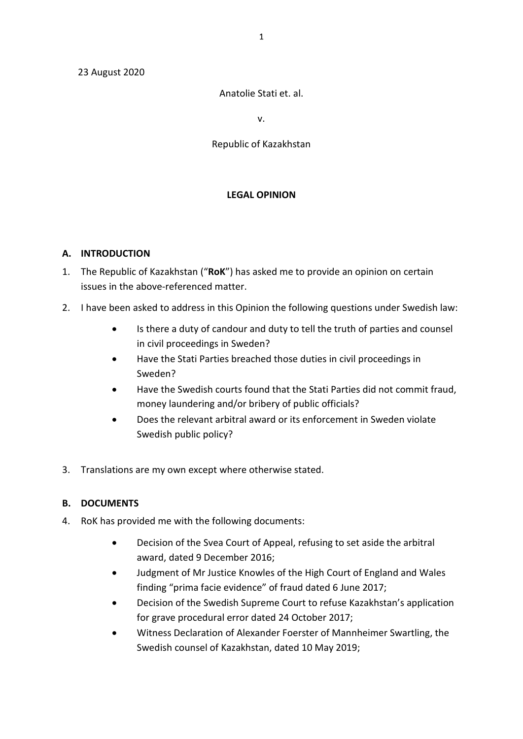23 August 2020

Anatolie Stati et. al.

v.

Republic of Kazakhstan

**LEGAL OPINION**

## A. INTRODUCTION

1. The Republic of Kazakhstan ("**RoK**") has asked me to provide an opinion on certain issues in the above-referenced matter.
2. I have been asked to address in this Opinion the following questions under Swedish law:
   - Is there a duty of candour and duty to tell the truth of parties and counsel in civil proceedings in Sweden?
   - Have the Stati Parties breached those duties in civil proceedings in Sweden?
   - Have the Swedish courts found that the Stati Parties did not commit fraud, money laundering and/or bribery of public officials?
   - Does the relevant arbitral award or its enforcement in Sweden violate Swedish public policy?
3. Translations are my own except where otherwise stated.

## B. DOCUMENTS

4. RoK has provided me with the following documents:
   - Decision of the Svea Court of Appeal, refusing to set aside the arbitral award, dated 9 December 2016;
   - Judgment of Mr Justice Knowles of the High Court of England and Wales finding "prima facie evidence" of fraud dated 6 June 2017;
   - Decision of the Swedish Supreme Court to refuse Kazakhstan's application for grave procedural error dated 24 October 2017;
   - Witness Declaration of Alexander Foerster of Mannheimer Swartling, the Swedish counsel of Kazakhstan, dated 10 May 2019;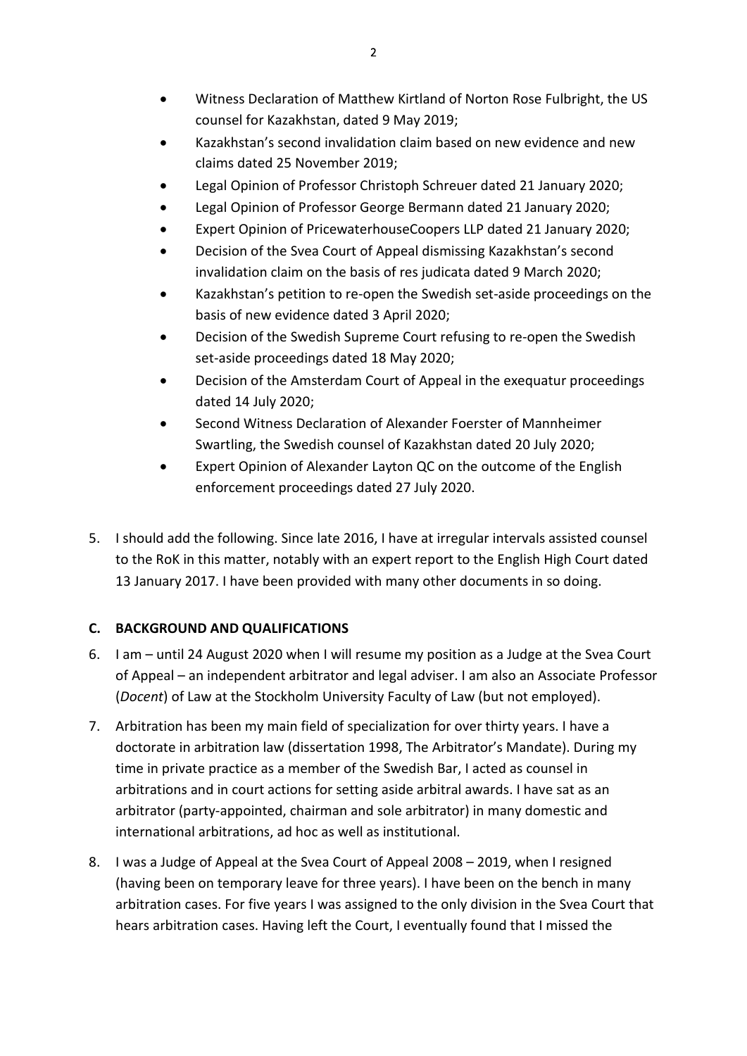- Witness Declaration of Matthew Kirtland of Norton Rose Fulbright, the US counsel for Kazakhstan, dated 9 May 2019;
- Kazakhstan's second invalidation claim based on new evidence and new claims dated 25 November 2019;
- Legal Opinion of Professor Christoph Schreuer dated 21 January 2020;
- Legal Opinion of Professor George Bermann dated 21 January 2020;
- Expert Opinion of PricewaterhouseCoopers LLP dated 21 January 2020;
- Decision of the Svea Court of Appeal dismissing Kazakhstan's second invalidation claim on the basis of res judicata dated 9 March 2020;
- Kazakhstan's petition to re-open the Swedish set-aside proceedings on the basis of new evidence dated 3 April 2020;
- Decision of the Swedish Supreme Court refusing to re-open the Swedish set-aside proceedings dated 18 May 2020;
- Decision of the Amsterdam Court of Appeal in the exequatur proceedings dated 14 July 2020;
- Second Witness Declaration of Alexander Foerster of Mannheimer Swartling, the Swedish counsel of Kazakhstan dated 20 July 2020;
- Expert Opinion of Alexander Layton QC on the outcome of the English enforcement proceedings dated 27 July 2020.

5. I should add the following. Since late 2016, I have at irregular intervals assisted counsel to the RoK in this matter, notably with an expert report to the English High Court dated 13 January 2017. I have been provided with many other documents in so doing.

## C. BACKGROUND AND QUALIFICATIONS

6. I am – until 24 August 2020 when I will resume my position as a Judge at the Svea Court of Appeal – an independent arbitrator and legal adviser. I am also an Associate Professor (*Docent*) of Law at the Stockholm University Faculty of Law (but not employed).

7. Arbitration has been my main field of specialization for over thirty years. I have a doctorate in arbitration law (dissertation 1998, The Arbitrator's Mandate). During my time in private practice as a member of the Swedish Bar, I acted as counsel in arbitrations and in court actions for setting aside arbitral awards. I have sat as an arbitrator (party-appointed, chairman and sole arbitrator) in many domestic and international arbitrations, ad hoc as well as institutional.

8. I was a Judge of Appeal at the Svea Court of Appeal 2008 – 2019, when I resigned (having been on temporary leave for three years). I have been on the bench in many arbitration cases. For five years I was assigned to the only division in the Svea Court that hears arbitration cases. Having left the Court, I eventually found that I missed the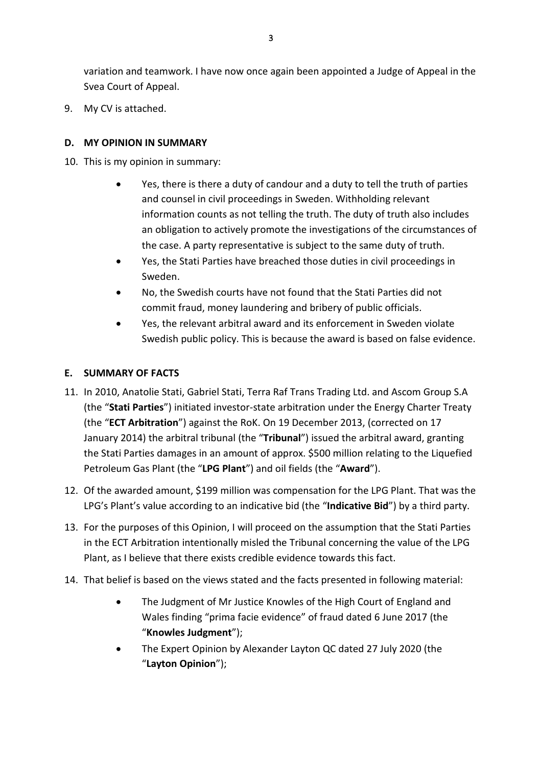variation and teamwork. I have now once again been appointed a Judge of Appeal in the Svea Court of Appeal.

9. My CV is attached.

## D. MY OPINION IN SUMMARY

10. This is my opinion in summary:

    - Yes, there is there a duty of candour and a duty to tell the truth of parties and counsel in civil proceedings in Sweden. Withholding relevant information counts as not telling the truth. The duty of truth also includes an obligation to actively promote the investigations of the circumstances of the case. A party representative is subject to the same duty of truth.
    - Yes, the Stati Parties have breached those duties in civil proceedings in Sweden.
    - No, the Swedish courts have not found that the Stati Parties did not commit fraud, money laundering and bribery of public officials.
    - Yes, the relevant arbitral award and its enforcement in Sweden violate Swedish public policy. This is because the award is based on false evidence.

## E. SUMMARY OF FACTS

11. In 2010, Anatolie Stati, Gabriel Stati, Terra Raf Trans Trading Ltd. and Ascom Group S.A (the "**Stati Parties**") initiated investor-state arbitration under the Energy Charter Treaty (the "**ECT Arbitration**") against the RoK. On 19 December 2013, (corrected on 17 January 2014) the arbitral tribunal (the "**Tribunal**") issued the arbitral award, granting the Stati Parties damages in an amount of approx. $500 million relating to the Liquefied Petroleum Gas Plant (the "**LPG Plant**") and oil fields (the "**Award**").

12. Of the awarded amount, $199 million was compensation for the LPG Plant. That was the LPG's Plant's value according to an indicative bid (the "**Indicative Bid**") by a third party.

13. For the purposes of this Opinion, I will proceed on the assumption that the Stati Parties in the ECT Arbitration intentionally misled the Tribunal concerning the value of the LPG Plant, as I believe that there exists credible evidence towards this fact.

14. That belief is based on the views stated and the facts presented in following material:

    - The Judgment of Mr Justice Knowles of the High Court of England and Wales finding "prima facie evidence" of fraud dated 6 June 2017 (the "**Knowles Judgment**");
    - The Expert Opinion by Alexander Layton QC dated 27 July 2020 (the "**Layton Opinion**");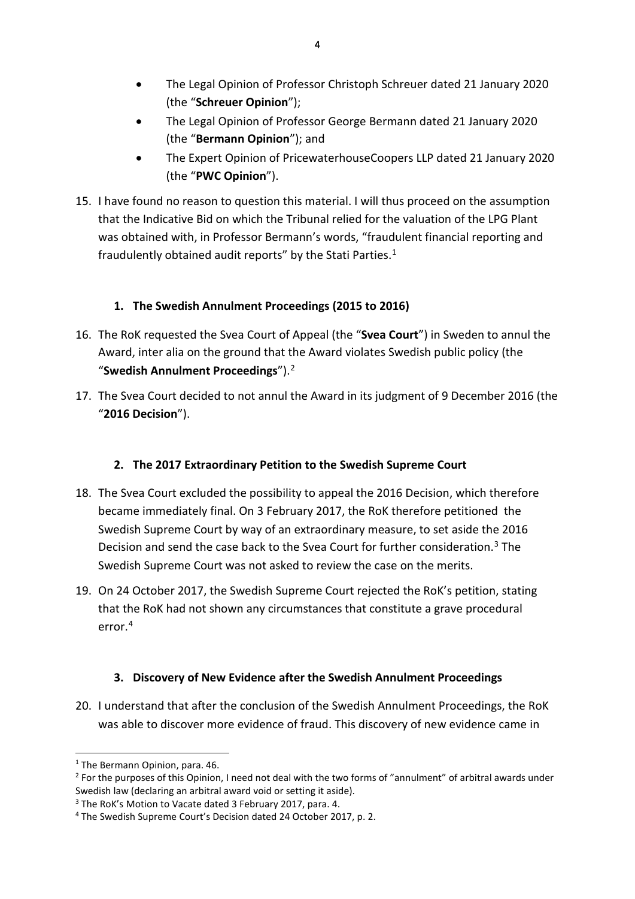- The Legal Opinion of Professor Christoph Schreuer dated 21 January 2020 (the "**Schreuer Opinion**");
- The Legal Opinion of Professor George Bermann dated 21 January 2020 (the "**Bermann Opinion**"); and
- The Expert Opinion of PricewaterhouseCoopers LLP dated 21 January 2020 (the "**PWC Opinion**").

15. I have found no reason to question this material. I will thus proceed on the assumption that the Indicative Bid on which the Tribunal relied for the valuation of the LPG Plant was obtained with, in Professor Bermann's words, "fraudulent financial reporting and fraudulently obtained audit reports" by the Stati Parties.[1]

### 1. The Swedish Annulment Proceedings (2015 to 2016)

16. The RoK requested the Svea Court of Appeal (the "**Svea Court**") in Sweden to annul the Award, inter alia on the ground that the Award violates Swedish public policy (the "**Swedish Annulment Proceedings**").[2]

17. The Svea Court decided to not annul the Award in its judgment of 9 December 2016 (the "**2016 Decision**").

### 2. The 2017 Extraordinary Petition to the Swedish Supreme Court

18. The Svea Court excluded the possibility to appeal the 2016 Decision, which therefore became immediately final. On 3 February 2017, the RoK therefore petitioned the Swedish Supreme Court by way of an extraordinary measure, to set aside the 2016 Decision and send the case back to the Svea Court for further consideration.[3] The Swedish Supreme Court was not asked to review the case on the merits.

19. On 24 October 2017, the Swedish Supreme Court rejected the RoK's petition, stating that the RoK had not shown any circumstances that constitute a grave procedural error.[4]

### 3. Discovery of New Evidence after the Swedish Annulment Proceedings

20. I understand that after the conclusion of the Swedish Annulment Proceedings, the RoK was able to discover more evidence of fraud. This discovery of new evidence came in

---

[1] The Bermann Opinion, para. 46.

[2] For the purposes of this Opinion, I need not deal with the two forms of "annulment" of arbitral awards under Swedish law (declaring an arbitral award void or setting it aside).

[3] The RoK's Motion to Vacate dated 3 February 2017, para. 4.

[4] The Swedish Supreme Court's Decision dated 24 October 2017, p. 2.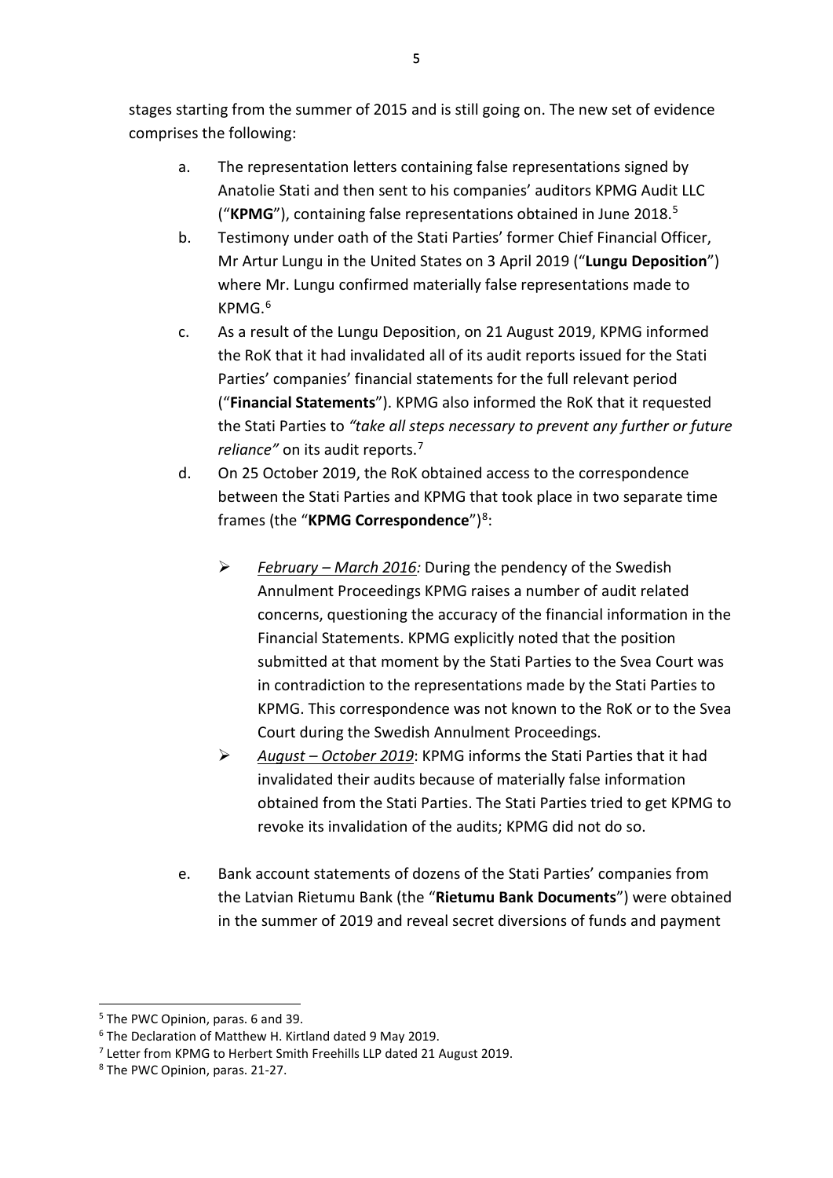stages starting from the summer of 2015 and is still going on. The new set of evidence comprises the following:

a. The representation letters containing false representations signed by Anatolie Stati and then sent to his companies' auditors KPMG Audit LLC ("**KPMG**"), containing false representations obtained in June 2018.[5]

b. Testimony under oath of the Stati Parties' former Chief Financial Officer, Mr Artur Lungu in the United States on 3 April 2019 ("**Lungu Deposition**") where Mr. Lungu confirmed materially false representations made to KPMG.[6]

c. As a result of the Lungu Deposition, on 21 August 2019, KPMG informed the RoK that it had invalidated all of its audit reports issued for the Stati Parties' companies' financial statements for the full relevant period ("**Financial Statements**"). KPMG also informed the RoK that it requested the Stati Parties to *"take all steps necessary to prevent any further or future reliance"* on its audit reports.[7]

d. On 25 October 2019, the RoK obtained access to the correspondence between the Stati Parties and KPMG that took place in two separate time frames (the "**KPMG Correspondence**")[8]:

   - *February – March 2016:* During the pendency of the Swedish Annulment Proceedings KPMG raises a number of audit related concerns, questioning the accuracy of the financial information in the Financial Statements. KPMG explicitly noted that the position submitted at that moment by the Stati Parties to the Svea Court was in contradiction to the representations made by the Stati Parties to KPMG. This correspondence was not known to the RoK or to the Svea Court during the Swedish Annulment Proceedings.
   - *August – October 2019*: KPMG informs the Stati Parties that it had invalidated their audits because of materially false information obtained from the Stati Parties. The Stati Parties tried to get KPMG to revoke its invalidation of the audits; KPMG did not do so.

e. Bank account statements of dozens of the Stati Parties' companies from the Latvian Rietumu Bank (the "**Rietumu Bank Documents**") were obtained in the summer of 2019 and reveal secret diversions of funds and payment

---

[5] The PWC Opinion, paras. 6 and 39.

[6] The Declaration of Matthew H. Kirtland dated 9 May 2019.

[7] Letter from KPMG to Herbert Smith Freehills LLP dated 21 August 2019.

[8] The PWC Opinion, paras. 21-27.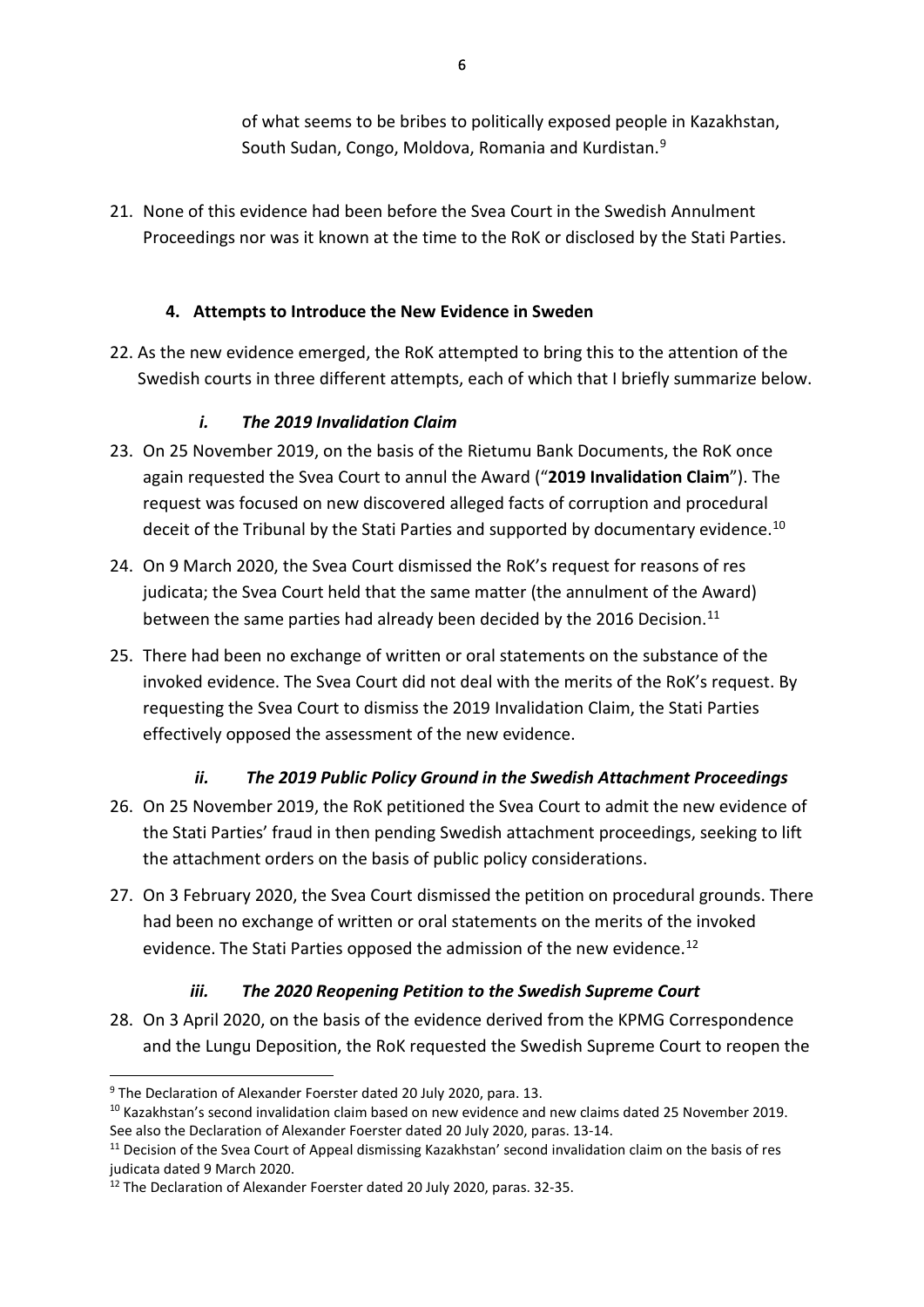of what seems to be bribes to politically exposed people in Kazakhstan, South Sudan, Congo, Moldova, Romania and Kurdistan.[9]

21. None of this evidence had been before the Svea Court in the Swedish Annulment Proceedings nor was it known at the time to the RoK or disclosed by the Stati Parties.

### 4. Attempts to Introduce the New Evidence in Sweden

22. As the new evidence emerged, the RoK attempted to bring this to the attention of the Swedish courts in three different attempts, each of which that I briefly summarize below.

#### *i. The 2019 Invalidation Claim*

23. On 25 November 2019, on the basis of the Rietumu Bank Documents, the RoK once again requested the Svea Court to annul the Award ("**2019 Invalidation Claim**"). The request was focused on new discovered alleged facts of corruption and procedural deceit of the Tribunal by the Stati Parties and supported by documentary evidence.[10]

24. On 9 March 2020, the Svea Court dismissed the RoK's request for reasons of res judicata; the Svea Court held that the same matter (the annulment of the Award) between the same parties had already been decided by the 2016 Decision.[11]

25. There had been no exchange of written or oral statements on the substance of the invoked evidence. The Svea Court did not deal with the merits of the RoK's request. By requesting the Svea Court to dismiss the 2019 Invalidation Claim, the Stati Parties effectively opposed the assessment of the new evidence.

#### *ii. The 2019 Public Policy Ground in the Swedish Attachment Proceedings*

26. On 25 November 2019, the RoK petitioned the Svea Court to admit the new evidence of the Stati Parties' fraud in then pending Swedish attachment proceedings, seeking to lift the attachment orders on the basis of public policy considerations.

27. On 3 February 2020, the Svea Court dismissed the petition on procedural grounds. There had been no exchange of written or oral statements on the merits of the invoked evidence. The Stati Parties opposed the admission of the new evidence.[12]

#### *iii. The 2020 Reopening Petition to the Swedish Supreme Court*

28. On 3 April 2020, on the basis of the evidence derived from the KPMG Correspondence and the Lungu Deposition, the RoK requested the Swedish Supreme Court to reopen the

---

[9] The Declaration of Alexander Foerster dated 20 July 2020, para. 13.

[10] Kazakhstan's second invalidation claim based on new evidence and new claims dated 25 November 2019. See also the Declaration of Alexander Foerster dated 20 July 2020, paras. 13-14.

[11] Decision of the Svea Court of Appeal dismissing Kazakhstan' second invalidation claim on the basis of res judicata dated 9 March 2020.

[12] The Declaration of Alexander Foerster dated 20 July 2020, paras. 32-35.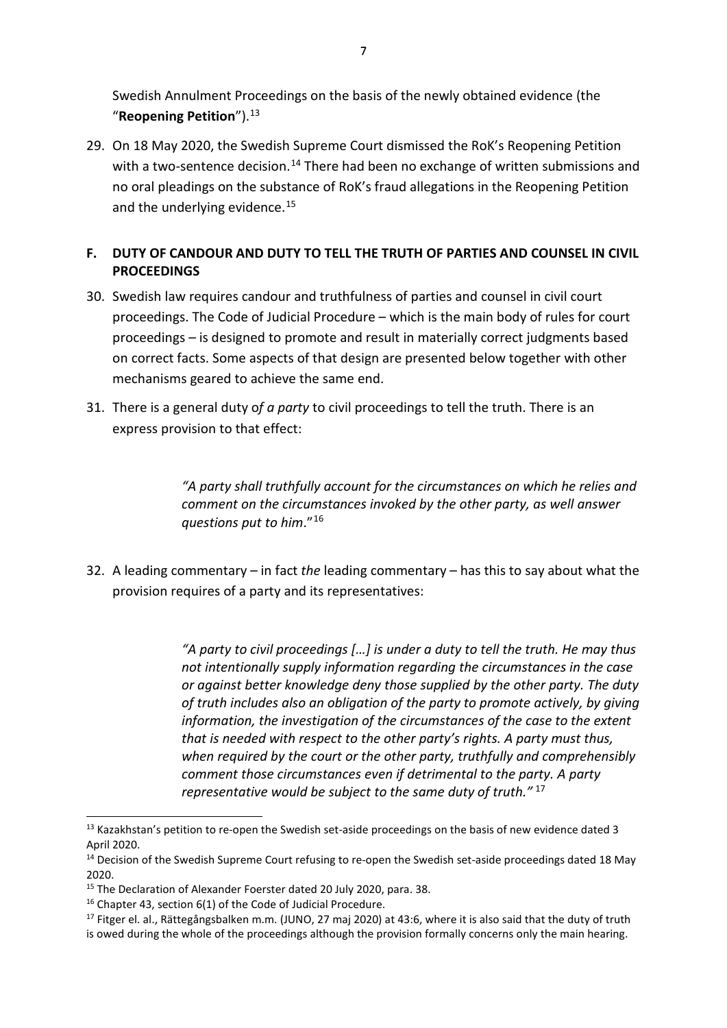Swedish Annulment Proceedings on the basis of the newly obtained evidence (the "**Reopening Petition**").[13]

29. On 18 May 2020, the Swedish Supreme Court dismissed the RoK's Reopening Petition with a two-sentence decision.[14] There had been no exchange of written submissions and no oral pleadings on the substance of RoK's fraud allegations in the Reopening Petition and the underlying evidence.[15]

## F. DUTY OF CANDOUR AND DUTY TO TELL THE TRUTH OF PARTIES AND COUNSEL IN CIVIL PROCEEDINGS

30. Swedish law requires candour and truthfulness of parties and counsel in civil court proceedings. The Code of Judicial Procedure – which is the main body of rules for court proceedings – is designed to promote and result in materially correct judgments based on correct facts. Some aspects of that design are presented below together with other mechanisms geared to achieve the same end.

31. There is a general duty o*f a party* to civil proceedings to tell the truth. There is an express provision to that effect:

> *"A party shall truthfully account for the circumstances on which he relies and comment on the circumstances invoked by the other party, as well answer questions put to him*."[16]

32. A leading commentary – in fact *the* leading commentary – has this to say about what the provision requires of a party and its representatives:

> *"A party to civil proceedings […] is under a duty to tell the truth. He may thus not intentionally supply information regarding the circumstances in the case or against better knowledge deny those supplied by the other party. The duty of truth includes also an obligation of the party to promote actively, by giving information, the investigation of the circumstances of the case to the extent that is needed with respect to the other party's rights. A party must thus, when required by the court or the other party, truthfully and comprehensibly comment those circumstances even if detrimental to the party. A party representative would be subject to the same duty of truth."* [17]

---

[13] Kazakhstan's petition to re-open the Swedish set-aside proceedings on the basis of new evidence dated 3 April 2020.

[14] Decision of the Swedish Supreme Court refusing to re-open the Swedish set-aside proceedings dated 18 May 2020.

[15] The Declaration of Alexander Foerster dated 20 July 2020, para. 38.

[16] Chapter 43, section 6(1) of the Code of Judicial Procedure.

[17] Fitger el. al., Rättegångsbalken m.m. (JUNO, 27 maj 2020) at 43:6, where it is also said that the duty of truth is owed during the whole of the proceedings although the provision formally concerns only the main hearing.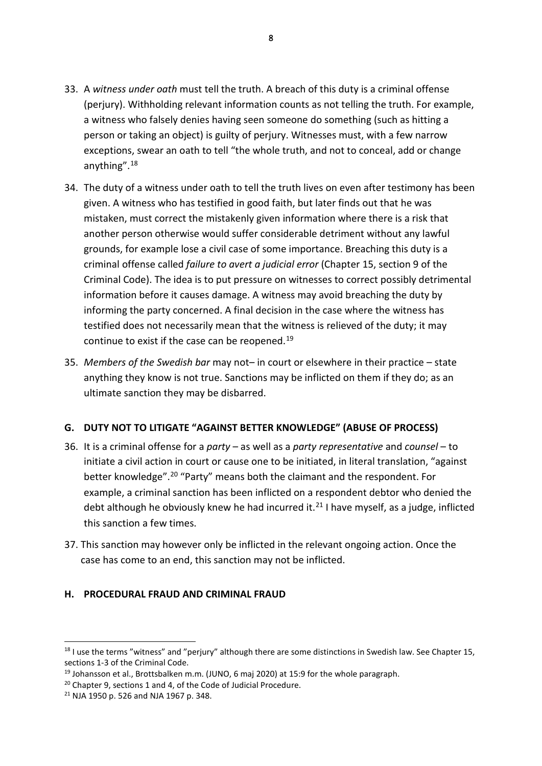33. A *witness under oath* must tell the truth. A breach of this duty is a criminal offense (perjury). Withholding relevant information counts as not telling the truth. For example, a witness who falsely denies having seen someone do something (such as hitting a person or taking an object) is guilty of perjury. Witnesses must, with a few narrow exceptions, swear an oath to tell "the whole truth, and not to conceal, add or change anything".[18]

34. The duty of a witness under oath to tell the truth lives on even after testimony has been given. A witness who has testified in good faith, but later finds out that he was mistaken, must correct the mistakenly given information where there is a risk that another person otherwise would suffer considerable detriment without any lawful grounds, for example lose a civil case of some importance. Breaching this duty is a criminal offense called *failure to avert a judicial error* (Chapter 15, section 9 of the Criminal Code). The idea is to put pressure on witnesses to correct possibly detrimental information before it causes damage. A witness may avoid breaching the duty by informing the party concerned. A final decision in the case where the witness has testified does not necessarily mean that the witness is relieved of the duty; it may continue to exist if the case can be reopened.[19]

35. *Members of the Swedish bar* may not– in court or elsewhere in their practice – state anything they know is not true. Sanctions may be inflicted on them if they do; as an ultimate sanction they may be disbarred.

## G. DUTY NOT TO LITIGATE "AGAINST BETTER KNOWLEDGE" (ABUSE OF PROCESS)

36. It is a criminal offense for a *party* – as well as a *party representative* and *counsel* – to initiate a civil action in court or cause one to be initiated, in literal translation, "against better knowledge".[20] "Party" means both the claimant and the respondent. For example, a criminal sanction has been inflicted on a respondent debtor who denied the debt although he obviously knew he had incurred it.[21] I have myself, as a judge, inflicted this sanction a few times.

37. This sanction may however only be inflicted in the relevant ongoing action. Once the case has come to an end, this sanction may not be inflicted.

## H. PROCEDURAL FRAUD AND CRIMINAL FRAUD

---

[18] I use the terms "witness" and "perjury" although there are some distinctions in Swedish law. See Chapter 15, sections 1-3 of the Criminal Code.

[19] Johansson et al., Brottsbalken m.m. (JUNO, 6 maj 2020) at 15:9 for the whole paragraph.

[20] Chapter 9, sections 1 and 4, of the Code of Judicial Procedure.

[21] NJA 1950 p. 526 and NJA 1967 p. 348.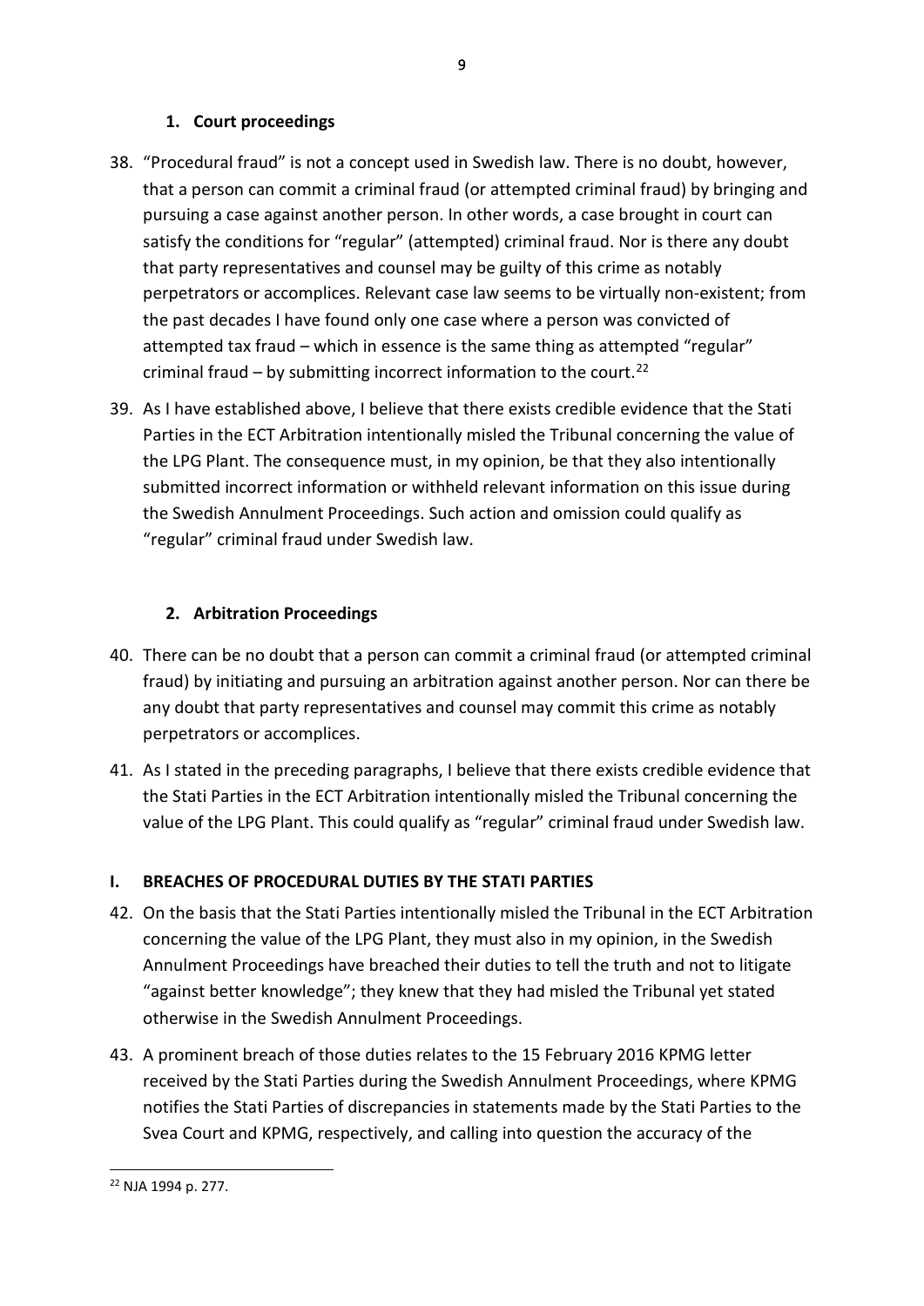### 1. Court proceedings

38. "Procedural fraud" is not a concept used in Swedish law. There is no doubt, however, that a person can commit a criminal fraud (or attempted criminal fraud) by bringing and pursuing a case against another person. In other words, a case brought in court can satisfy the conditions for "regular" (attempted) criminal fraud. Nor is there any doubt that party representatives and counsel may be guilty of this crime as notably perpetrators or accomplices. Relevant case law seems to be virtually non-existent; from the past decades I have found only one case where a person was convicted of attempted tax fraud – which in essence is the same thing as attempted "regular" criminal fraud – by submitting incorrect information to the court.[22]

39. As I have established above, I believe that there exists credible evidence that the Stati Parties in the ECT Arbitration intentionally misled the Tribunal concerning the value of the LPG Plant. The consequence must, in my opinion, be that they also intentionally submitted incorrect information or withheld relevant information on this issue during the Swedish Annulment Proceedings. Such action and omission could qualify as "regular" criminal fraud under Swedish law.

### 2. Arbitration Proceedings

40. There can be no doubt that a person can commit a criminal fraud (or attempted criminal fraud) by initiating and pursuing an arbitration against another person. Nor can there be any doubt that party representatives and counsel may commit this crime as notably perpetrators or accomplices.

41. As I stated in the preceding paragraphs, I believe that there exists credible evidence that the Stati Parties in the ECT Arbitration intentionally misled the Tribunal concerning the value of the LPG Plant. This could qualify as "regular" criminal fraud under Swedish law.

## I. BREACHES OF PROCEDURAL DUTIES BY THE STATI PARTIES

42. On the basis that the Stati Parties intentionally misled the Tribunal in the ECT Arbitration concerning the value of the LPG Plant, they must also in my opinion, in the Swedish Annulment Proceedings have breached their duties to tell the truth and not to litigate "against better knowledge"; they knew that they had misled the Tribunal yet stated otherwise in the Swedish Annulment Proceedings.

43. A prominent breach of those duties relates to the 15 February 2016 KPMG letter received by the Stati Parties during the Swedish Annulment Proceedings, where KPMG notifies the Stati Parties of discrepancies in statements made by the Stati Parties to the Svea Court and KPMG, respectively, and calling into question the accuracy of the

[22] NJA 1994 p. 277.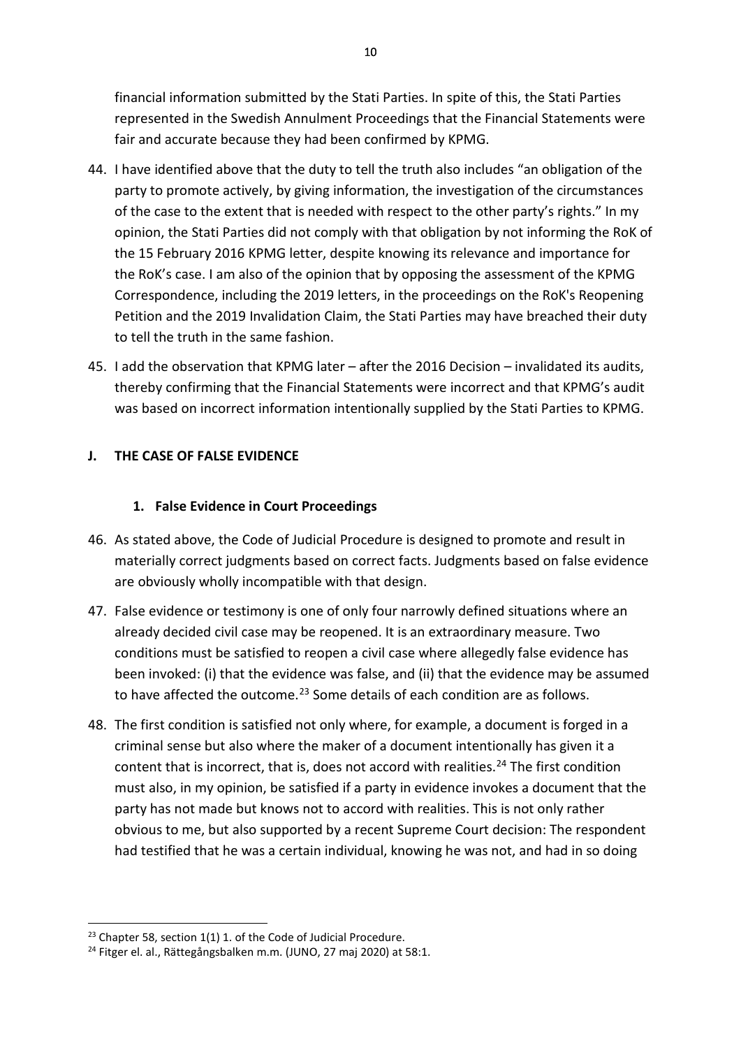financial information submitted by the Stati Parties. In spite of this, the Stati Parties represented in the Swedish Annulment Proceedings that the Financial Statements were fair and accurate because they had been confirmed by KPMG.

44. I have identified above that the duty to tell the truth also includes "an obligation of the party to promote actively, by giving information, the investigation of the circumstances of the case to the extent that is needed with respect to the other party's rights." In my opinion, the Stati Parties did not comply with that obligation by not informing the RoK of the 15 February 2016 KPMG letter, despite knowing its relevance and importance for the RoK's case. I am also of the opinion that by opposing the assessment of the KPMG Correspondence, including the 2019 letters, in the proceedings on the RoK's Reopening Petition and the 2019 Invalidation Claim, the Stati Parties may have breached their duty to tell the truth in the same fashion.

45. I add the observation that KPMG later – after the 2016 Decision – invalidated its audits, thereby confirming that the Financial Statements were incorrect and that KPMG's audit was based on incorrect information intentionally supplied by the Stati Parties to KPMG.

## J. THE CASE OF FALSE EVIDENCE

### 1. False Evidence in Court Proceedings

46. As stated above, the Code of Judicial Procedure is designed to promote and result in materially correct judgments based on correct facts. Judgments based on false evidence are obviously wholly incompatible with that design.

47. False evidence or testimony is one of only four narrowly defined situations where an already decided civil case may be reopened. It is an extraordinary measure. Two conditions must be satisfied to reopen a civil case where allegedly false evidence has been invoked: (i) that the evidence was false, and (ii) that the evidence may be assumed to have affected the outcome.[23] Some details of each condition are as follows.

48. The first condition is satisfied not only where, for example, a document is forged in a criminal sense but also where the maker of a document intentionally has given it a content that is incorrect, that is, does not accord with realities.[24] The first condition must also, in my opinion, be satisfied if a party in evidence invokes a document that the party has not made but knows not to accord with realities. This is not only rather obvious to me, but also supported by a recent Supreme Court decision: The respondent had testified that he was a certain individual, knowing he was not, and had in so doing

---

[23] Chapter 58, section 1(1) 1. of the Code of Judicial Procedure.

[24] Fitger el. al., Rättegångsbalken m.m. (JUNO, 27 maj 2020) at 58:1.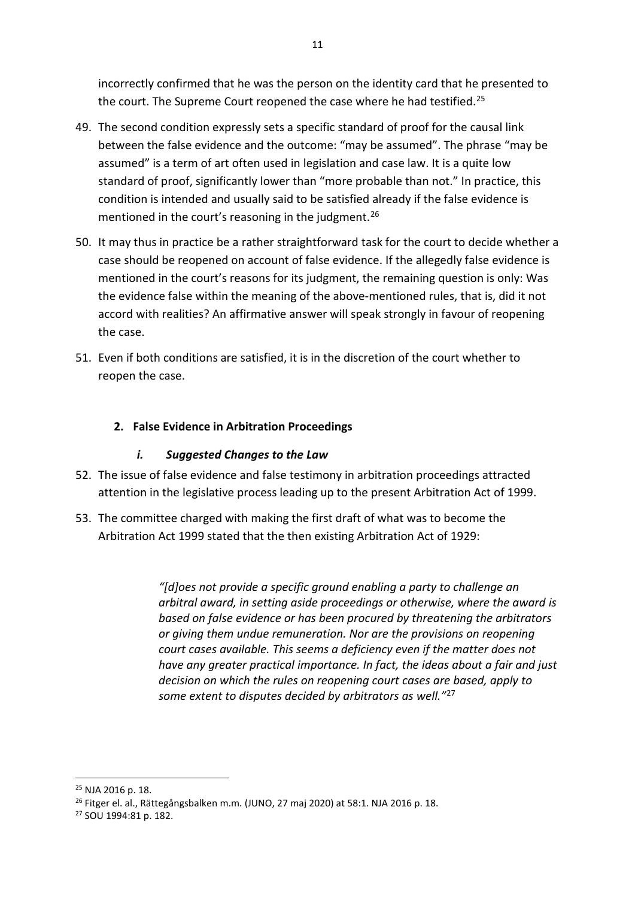incorrectly confirmed that he was the person on the identity card that he presented to the court. The Supreme Court reopened the case where he had testified.[25]

49. The second condition expressly sets a specific standard of proof for the causal link between the false evidence and the outcome: "may be assumed". The phrase "may be assumed" is a term of art often used in legislation and case law. It is a quite low standard of proof, significantly lower than "more probable than not." In practice, this condition is intended and usually said to be satisfied already if the false evidence is mentioned in the court's reasoning in the judgment.[26]

50. It may thus in practice be a rather straightforward task for the court to decide whether a case should be reopened on account of false evidence. If the allegedly false evidence is mentioned in the court's reasons for its judgment, the remaining question is only: Was the evidence false within the meaning of the above-mentioned rules, that is, did it not accord with realities? An affirmative answer will speak strongly in favour of reopening the case.

51. Even if both conditions are satisfied, it is in the discretion of the court whether to reopen the case.

## 2. False Evidence in Arbitration Proceedings

### *i. Suggested Changes to the Law*

52. The issue of false evidence and false testimony in arbitration proceedings attracted attention in the legislative process leading up to the present Arbitration Act of 1999.

53. The committee charged with making the first draft of what was to become the Arbitration Act 1999 stated that the then existing Arbitration Act of 1929:

> *"[d]oes not provide a specific ground enabling a party to challenge an arbitral award, in setting aside proceedings or otherwise, where the award is based on false evidence or has been procured by threatening the arbitrators or giving them undue remuneration. Nor are the provisions on reopening court cases available. This seems a deficiency even if the matter does not have any greater practical importance. In fact, the ideas about a fair and just decision on which the rules on reopening court cases are based, apply to some extent to disputes decided by arbitrators as well."*[27]

---

[25] NJA 2016 p. 18.

[26] Fitger el. al., Rättegångsbalken m.m. (JUNO, 27 maj 2020) at 58:1. NJA 2016 p. 18.

[27] SOU 1994:81 p. 182.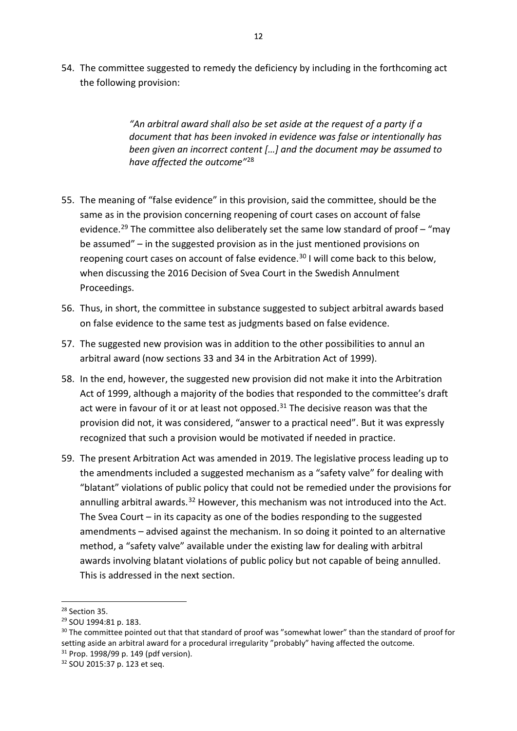54. The committee suggested to remedy the deficiency by including in the forthcoming act the following provision:

> *"An arbitral award shall also be set aside at the request of a party if a document that has been invoked in evidence was false or intentionally has been given an incorrect content […] and the document may be assumed to have affected the outcome"*[28]

55. The meaning of "false evidence" in this provision, said the committee, should be the same as in the provision concerning reopening of court cases on account of false evidence.[29] The committee also deliberately set the same low standard of proof – "may be assumed" – in the suggested provision as in the just mentioned provisions on reopening court cases on account of false evidence.[30] I will come back to this below, when discussing the 2016 Decision of Svea Court in the Swedish Annulment Proceedings.

56. Thus, in short, the committee in substance suggested to subject arbitral awards based on false evidence to the same test as judgments based on false evidence.

57. The suggested new provision was in addition to the other possibilities to annul an arbitral award (now sections 33 and 34 in the Arbitration Act of 1999).

58. In the end, however, the suggested new provision did not make it into the Arbitration Act of 1999, although a majority of the bodies that responded to the committee's draft act were in favour of it or at least not opposed.[31] The decisive reason was that the provision did not, it was considered, "answer to a practical need". But it was expressly recognized that such a provision would be motivated if needed in practice.

59. The present Arbitration Act was amended in 2019. The legislative process leading up to the amendments included a suggested mechanism as a "safety valve" for dealing with "blatant" violations of public policy that could not be remedied under the provisions for annulling arbitral awards.[32] However, this mechanism was not introduced into the Act. The Svea Court – in its capacity as one of the bodies responding to the suggested amendments – advised against the mechanism. In so doing it pointed to an alternative method, a "safety valve" available under the existing law for dealing with arbitral awards involving blatant violations of public policy but not capable of being annulled. This is addressed in the next section.

---

[28] Section 35.

[29] SOU 1994:81 p. 183.

[30] The committee pointed out that that standard of proof was "somewhat lower" than the standard of proof for setting aside an arbitral award for a procedural irregularity "probably" having affected the outcome.

[31] Prop. 1998/99 p. 149 (pdf version).

[32] SOU 2015:37 p. 123 et seq.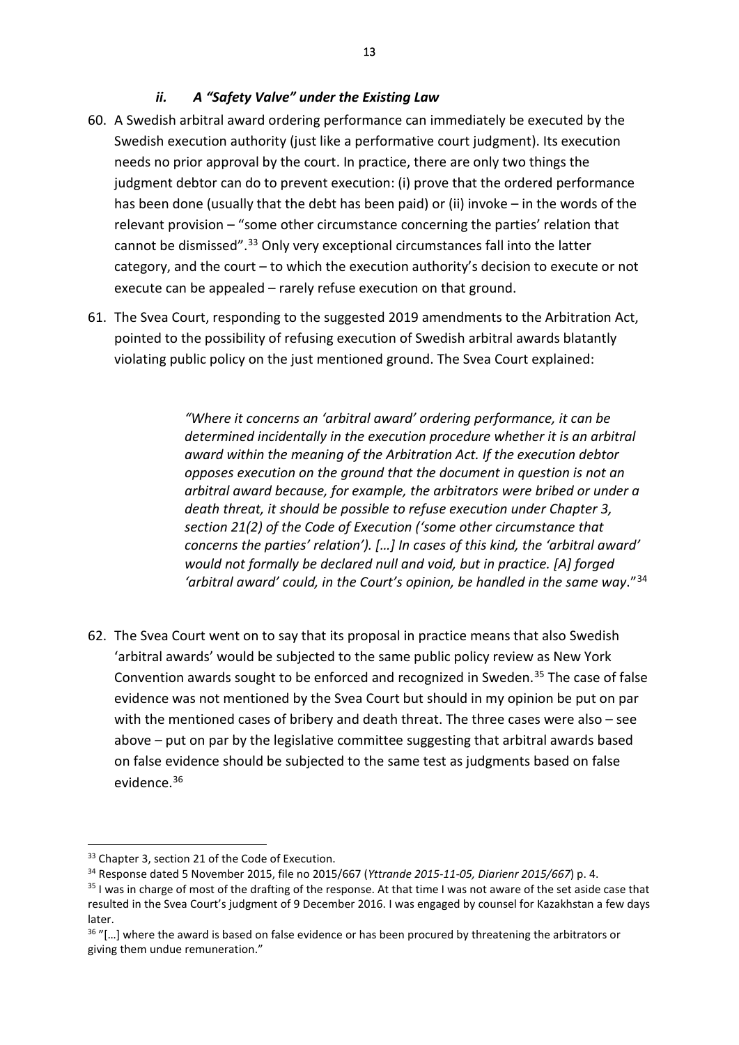### *ii. A "Safety Valve" under the Existing Law*

60. A Swedish arbitral award ordering performance can immediately be executed by the Swedish execution authority (just like a performative court judgment). Its execution needs no prior approval by the court. In practice, there are only two things the judgment debtor can do to prevent execution: (i) prove that the ordered performance has been done (usually that the debt has been paid) or (ii) invoke – in the words of the relevant provision – "some other circumstance concerning the parties' relation that cannot be dismissed".[33] Only very exceptional circumstances fall into the latter category, and the court – to which the execution authority's decision to execute or not execute can be appealed – rarely refuse execution on that ground.

61. The Svea Court, responding to the suggested 2019 amendments to the Arbitration Act, pointed to the possibility of refusing execution of Swedish arbitral awards blatantly violating public policy on the just mentioned ground. The Svea Court explained:

> *"Where it concerns an 'arbitral award' ordering performance, it can be determined incidentally in the execution procedure whether it is an arbitral award within the meaning of the Arbitration Act. If the execution debtor opposes execution on the ground that the document in question is not an arbitral award because, for example, the arbitrators were bribed or under a death threat, it should be possible to refuse execution under Chapter 3, section 21(2) of the Code of Execution ('some other circumstance that concerns the parties' relation'). […] In cases of this kind, the 'arbitral award' would not formally be declared null and void, but in practice. [A] forged 'arbitral award' could, in the Court's opinion, be handled in the same way*."[34]

62. The Svea Court went on to say that its proposal in practice means that also Swedish 'arbitral awards' would be subjected to the same public policy review as New York Convention awards sought to be enforced and recognized in Sweden.[35] The case of false evidence was not mentioned by the Svea Court but should in my opinion be put on par with the mentioned cases of bribery and death threat. The three cases were also – see above – put on par by the legislative committee suggesting that arbitral awards based on false evidence should be subjected to the same test as judgments based on false evidence.[36]

---

[33] Chapter 3, section 21 of the Code of Execution.

[34] Response dated 5 November 2015, file no 2015/667 (*Yttrande 2015-11-05, Diarienr 2015/667*) p. 4.

[35] I was in charge of most of the drafting of the response. At that time I was not aware of the set aside case that resulted in the Svea Court's judgment of 9 December 2016. I was engaged by counsel for Kazakhstan a few days later.

[36] "[…] where the award is based on false evidence or has been procured by threatening the arbitrators or giving them undue remuneration."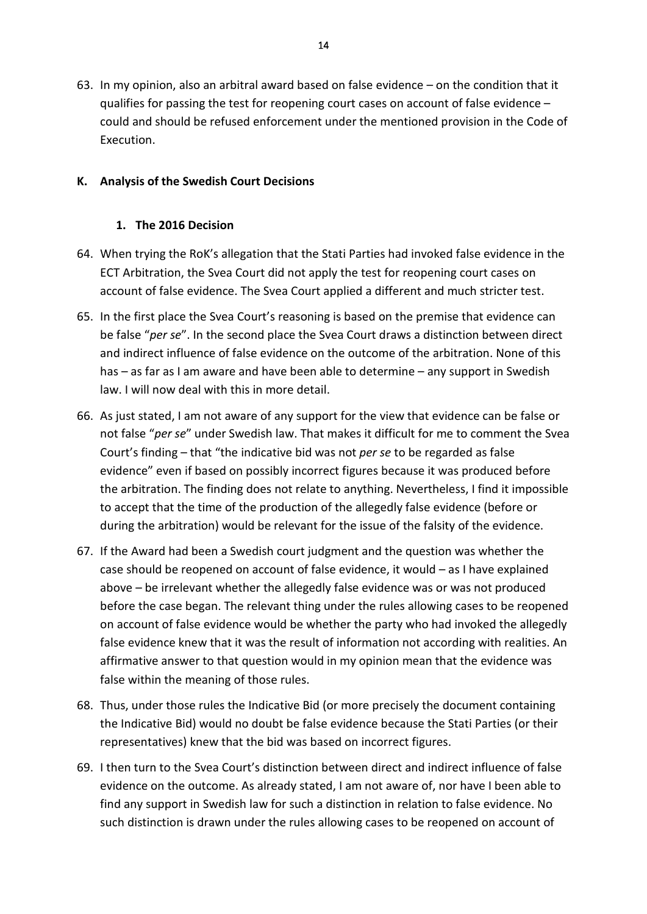63. In my opinion, also an arbitral award based on false evidence – on the condition that it qualifies for passing the test for reopening court cases on account of false evidence – could and should be refused enforcement under the mentioned provision in the Code of Execution.

## K. Analysis of the Swedish Court Decisions

### 1. The 2016 Decision

64. When trying the RoK's allegation that the Stati Parties had invoked false evidence in the ECT Arbitration, the Svea Court did not apply the test for reopening court cases on account of false evidence. The Svea Court applied a different and much stricter test.

65. In the first place the Svea Court's reasoning is based on the premise that evidence can be false "*per se*". In the second place the Svea Court draws a distinction between direct and indirect influence of false evidence on the outcome of the arbitration. None of this has – as far as I am aware and have been able to determine – any support in Swedish law. I will now deal with this in more detail.

66. As just stated, I am not aware of any support for the view that evidence can be false or not false "*per se*" under Swedish law. That makes it difficult for me to comment the Svea Court's finding – that "the indicative bid was not *per se* to be regarded as false evidence" even if based on possibly incorrect figures because it was produced before the arbitration. The finding does not relate to anything. Nevertheless, I find it impossible to accept that the time of the production of the allegedly false evidence (before or during the arbitration) would be relevant for the issue of the falsity of the evidence.

67. If the Award had been a Swedish court judgment and the question was whether the case should be reopened on account of false evidence, it would – as I have explained above – be irrelevant whether the allegedly false evidence was or was not produced before the case began. The relevant thing under the rules allowing cases to be reopened on account of false evidence would be whether the party who had invoked the allegedly false evidence knew that it was the result of information not according with realities. An affirmative answer to that question would in my opinion mean that the evidence was false within the meaning of those rules.

68. Thus, under those rules the Indicative Bid (or more precisely the document containing the Indicative Bid) would no doubt be false evidence because the Stati Parties (or their representatives) knew that the bid was based on incorrect figures.

69. I then turn to the Svea Court's distinction between direct and indirect influence of false evidence on the outcome. As already stated, I am not aware of, nor have I been able to find any support in Swedish law for such a distinction in relation to false evidence. No such distinction is drawn under the rules allowing cases to be reopened on account of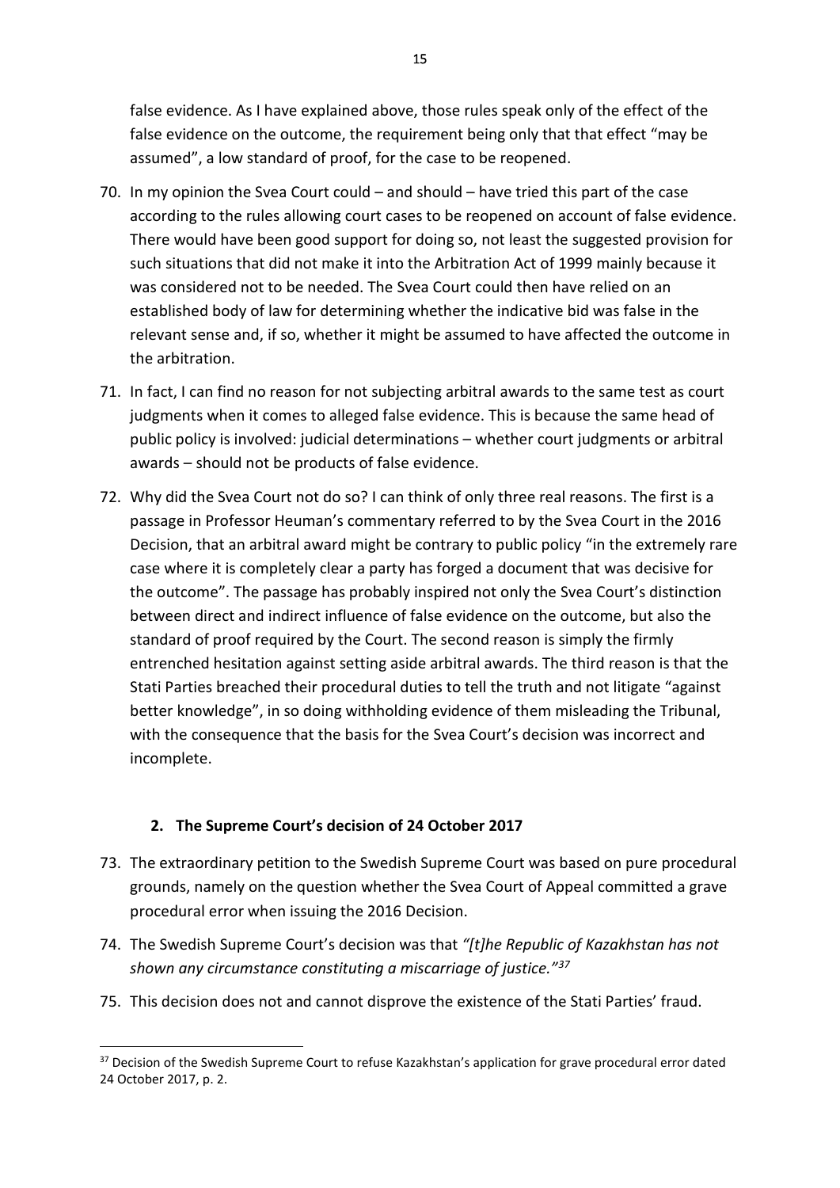false evidence. As I have explained above, those rules speak only of the effect of the false evidence on the outcome, the requirement being only that that effect "may be assumed", a low standard of proof, for the case to be reopened.

70. In my opinion the Svea Court could – and should – have tried this part of the case according to the rules allowing court cases to be reopened on account of false evidence. There would have been good support for doing so, not least the suggested provision for such situations that did not make it into the Arbitration Act of 1999 mainly because it was considered not to be needed. The Svea Court could then have relied on an established body of law for determining whether the indicative bid was false in the relevant sense and, if so, whether it might be assumed to have affected the outcome in the arbitration.

71. In fact, I can find no reason for not subjecting arbitral awards to the same test as court judgments when it comes to alleged false evidence. This is because the same head of public policy is involved: judicial determinations – whether court judgments or arbitral awards – should not be products of false evidence.

72. Why did the Svea Court not do so? I can think of only three real reasons. The first is a passage in Professor Heuman's commentary referred to by the Svea Court in the 2016 Decision, that an arbitral award might be contrary to public policy "in the extremely rare case where it is completely clear a party has forged a document that was decisive for the outcome". The passage has probably inspired not only the Svea Court's distinction between direct and indirect influence of false evidence on the outcome, but also the standard of proof required by the Court. The second reason is simply the firmly entrenched hesitation against setting aside arbitral awards. The third reason is that the Stati Parties breached their procedural duties to tell the truth and not litigate "against better knowledge", in so doing withholding evidence of them misleading the Tribunal, with the consequence that the basis for the Svea Court's decision was incorrect and incomplete.

## 2. The Supreme Court's decision of 24 October 2017

73. The extraordinary petition to the Swedish Supreme Court was based on pure procedural grounds, namely on the question whether the Svea Court of Appeal committed a grave procedural error when issuing the 2016 Decision.

74. The Swedish Supreme Court's decision was that *"[t]he Republic of Kazakhstan has not shown any circumstance constituting a miscarriage of justice."*[37]

75. This decision does not and cannot disprove the existence of the Stati Parties' fraud.

---

[37] Decision of the Swedish Supreme Court to refuse Kazakhstan's application for grave procedural error dated 24 October 2017, p. 2.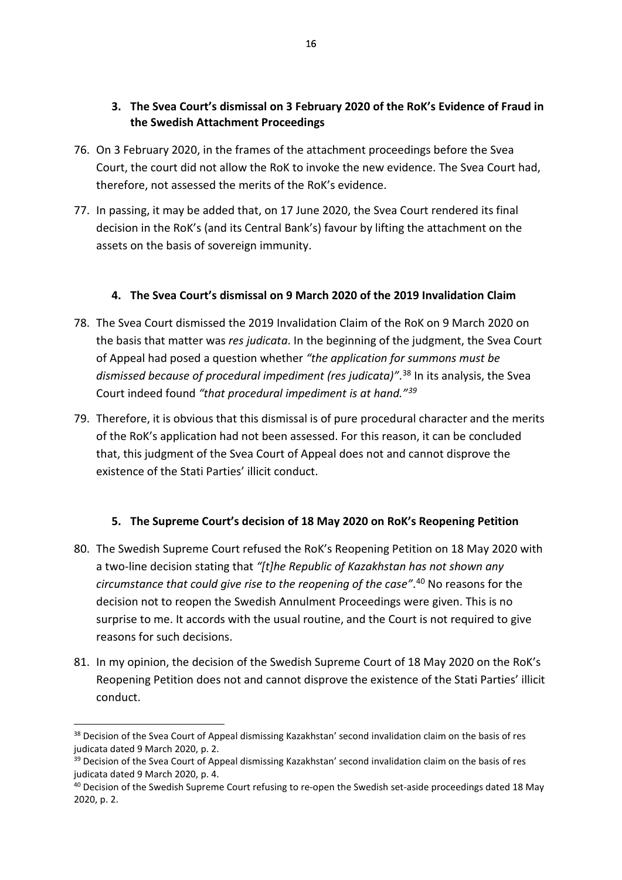### 3. The Svea Court's dismissal on 3 February 2020 of the RoK's Evidence of Fraud in the Swedish Attachment Proceedings

76. On 3 February 2020, in the frames of the attachment proceedings before the Svea Court, the court did not allow the RoK to invoke the new evidence. The Svea Court had, therefore, not assessed the merits of the RoK's evidence.

77. In passing, it may be added that, on 17 June 2020, the Svea Court rendered its final decision in the RoK's (and its Central Bank's) favour by lifting the attachment on the assets on the basis of sovereign immunity.

### 4. The Svea Court's dismissal on 9 March 2020 of the 2019 Invalidation Claim

78. The Svea Court dismissed the 2019 Invalidation Claim of the RoK on 9 March 2020 on the basis that matter was *res judicata*. In the beginning of the judgment, the Svea Court of Appeal had posed a question whether *"the application for summons must be dismissed because of procedural impediment (res judicata)"*.[38] In its analysis, the Svea Court indeed found *"that procedural impediment is at hand."*[39]

79. Therefore, it is obvious that this dismissal is of pure procedural character and the merits of the RoK's application had not been assessed. For this reason, it can be concluded that, this judgment of the Svea Court of Appeal does not and cannot disprove the existence of the Stati Parties' illicit conduct.

### 5. The Supreme Court's decision of 18 May 2020 on RoK's Reopening Petition

80. The Swedish Supreme Court refused the RoK's Reopening Petition on 18 May 2020 with a two-line decision stating that *"[t]he Republic of Kazakhstan has not shown any circumstance that could give rise to the reopening of the case"*.[40] No reasons for the decision not to reopen the Swedish Annulment Proceedings were given. This is no surprise to me. It accords with the usual routine, and the Court is not required to give reasons for such decisions.

81. In my opinion, the decision of the Swedish Supreme Court of 18 May 2020 on the RoK's Reopening Petition does not and cannot disprove the existence of the Stati Parties' illicit conduct.

---

[38] Decision of the Svea Court of Appeal dismissing Kazakhstan' second invalidation claim on the basis of res judicata dated 9 March 2020, p. 2.

[39] Decision of the Svea Court of Appeal dismissing Kazakhstan' second invalidation claim on the basis of res judicata dated 9 March 2020, p. 4.

[40] Decision of the Swedish Supreme Court refusing to re-open the Swedish set-aside proceedings dated 18 May 2020, p. 2.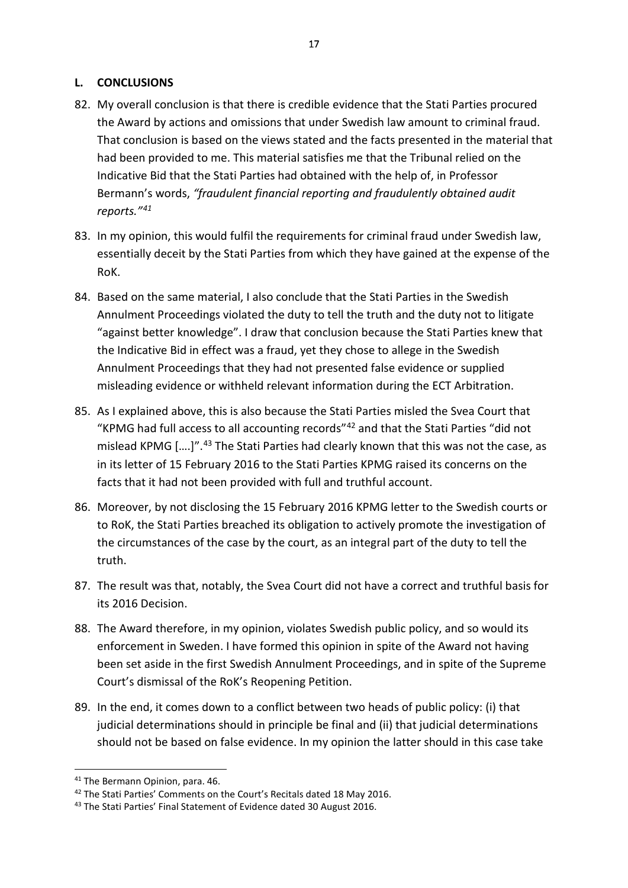## L. CONCLUSIONS

82. My overall conclusion is that there is credible evidence that the Stati Parties procured the Award by actions and omissions that under Swedish law amount to criminal fraud. That conclusion is based on the views stated and the facts presented in the material that had been provided to me. This material satisfies me that the Tribunal relied on the Indicative Bid that the Stati Parties had obtained with the help of, in Professor Bermann's words, *"fraudulent financial reporting and fraudulently obtained audit reports."*[41]

83. In my opinion, this would fulfil the requirements for criminal fraud under Swedish law, essentially deceit by the Stati Parties from which they have gained at the expense of the RoK.

84. Based on the same material, I also conclude that the Stati Parties in the Swedish Annulment Proceedings violated the duty to tell the truth and the duty not to litigate "against better knowledge". I draw that conclusion because the Stati Parties knew that the Indicative Bid in effect was a fraud, yet they chose to allege in the Swedish Annulment Proceedings that they had not presented false evidence or supplied misleading evidence or withheld relevant information during the ECT Arbitration.

85. As I explained above, this is also because the Stati Parties misled the Svea Court that "KPMG had full access to all accounting records"[42] and that the Stati Parties "did not mislead KPMG [....]".[43] The Stati Parties had clearly known that this was not the case, as in its letter of 15 February 2016 to the Stati Parties KPMG raised its concerns on the facts that it had not been provided with full and truthful account.

86. Moreover, by not disclosing the 15 February 2016 KPMG letter to the Swedish courts or to RoK, the Stati Parties breached its obligation to actively promote the investigation of the circumstances of the case by the court, as an integral part of the duty to tell the truth.

87. The result was that, notably, the Svea Court did not have a correct and truthful basis for its 2016 Decision.

88. The Award therefore, in my opinion, violates Swedish public policy, and so would its enforcement in Sweden. I have formed this opinion in spite of the Award not having been set aside in the first Swedish Annulment Proceedings, and in spite of the Supreme Court's dismissal of the RoK's Reopening Petition.

89. In the end, it comes down to a conflict between two heads of public policy: (i) that judicial determinations should in principle be final and (ii) that judicial determinations should not be based on false evidence. In my opinion the latter should in this case take

---

[41] The Bermann Opinion, para. 46.

[42] The Stati Parties' Comments on the Court's Recitals dated 18 May 2016.

[43] The Stati Parties' Final Statement of Evidence dated 30 August 2016.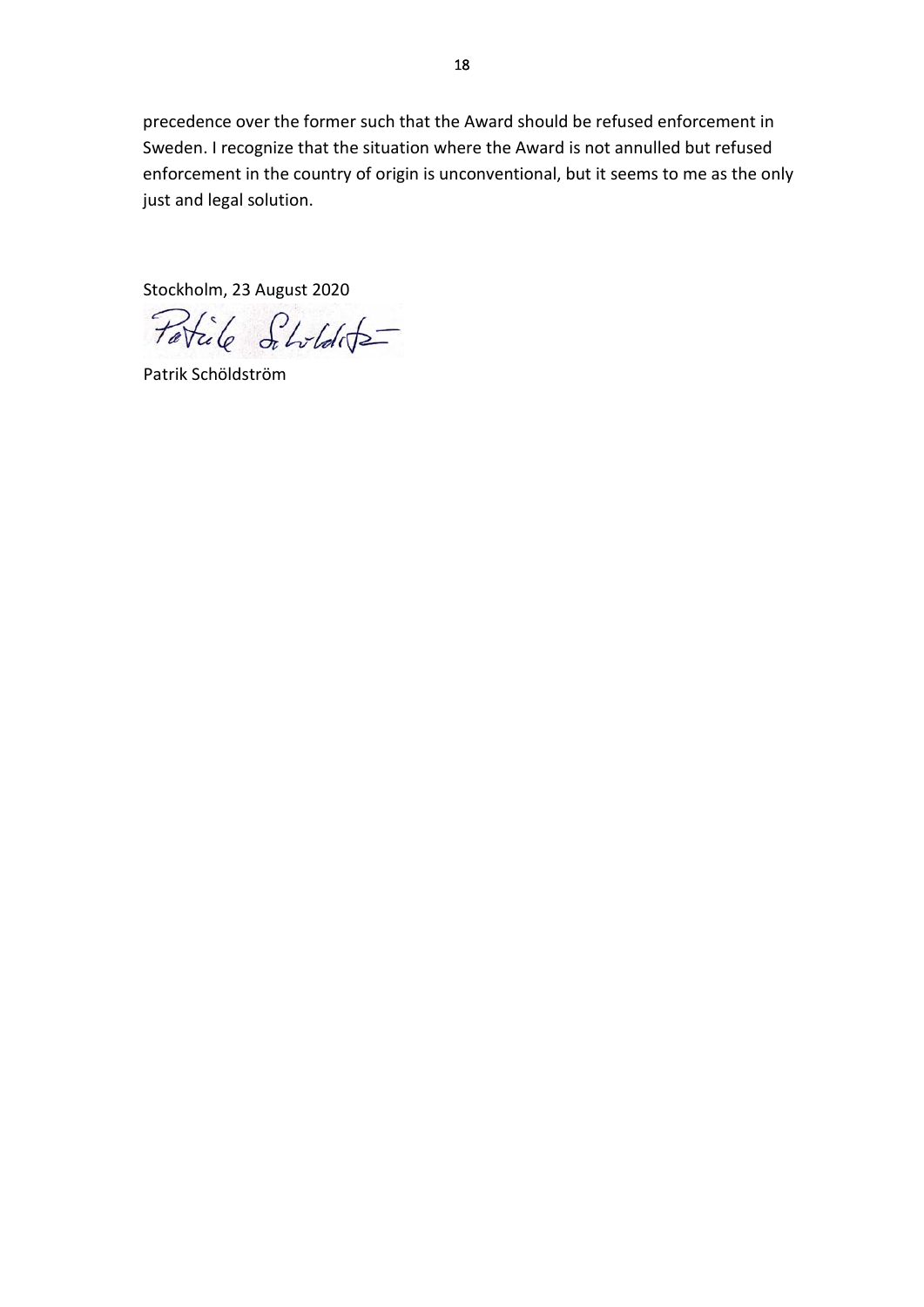precedence over the former such that the Award should be refused enforcement in Sweden. I recognize that the situation where the Award is not annulled but refused enforcement in the country of origin is unconventional, but it seems to me as the only just and legal solution.

Stockholm, 23 August 2020

Patrik Schöldström